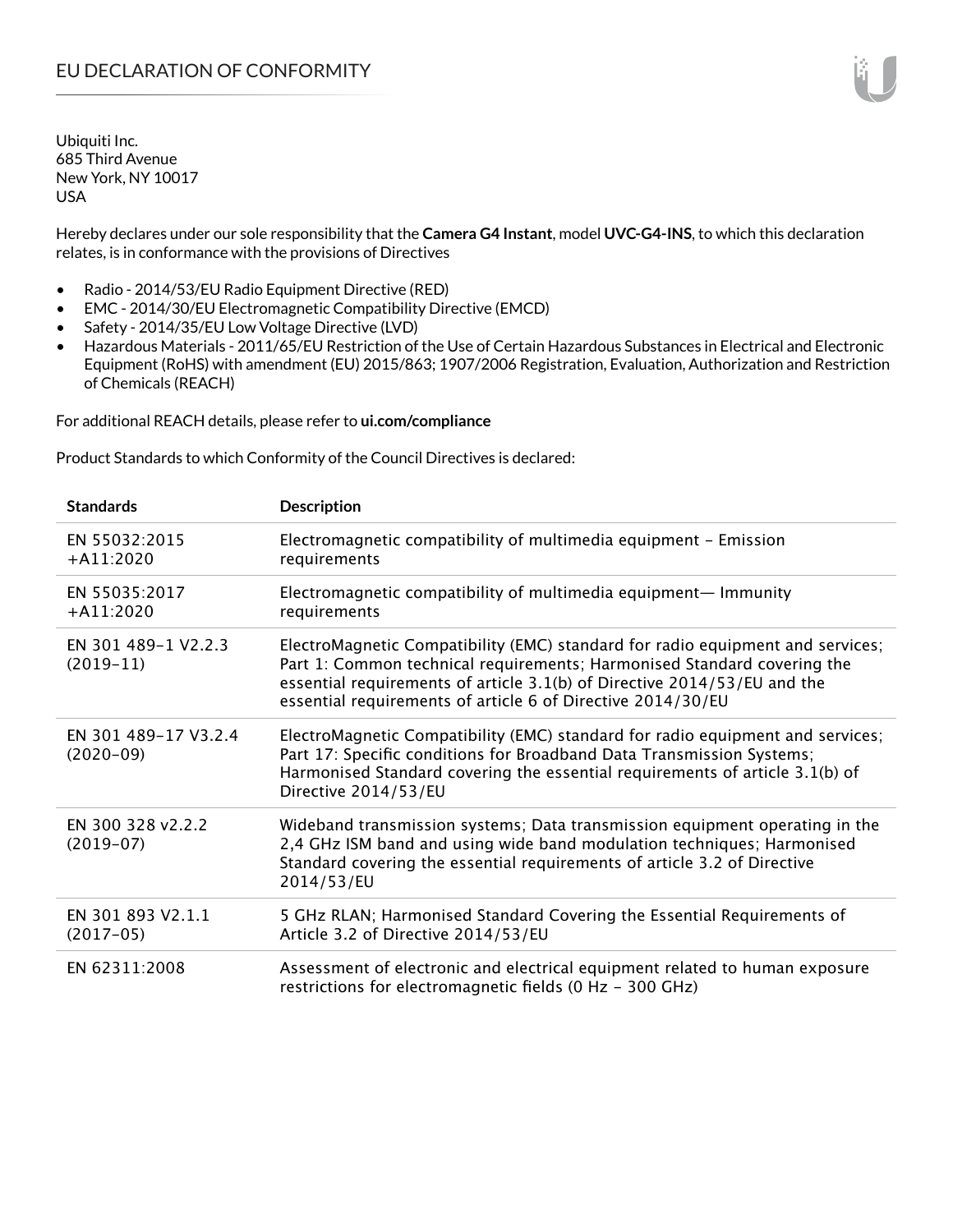# EU DECLARATION OF CONFORMITY

Ubiquiti Inc.
685 Third Avenue
New York, NY 10017
USA

Hereby declares under our sole responsibility that the **Camera G4 Instant**, model **UVC-G4-INS**, to which this declaration relates, is in conformance with the provisions of Directives

- Radio - 2014/53/EU Radio Equipment Directive (RED)
- EMC - 2014/30/EU Electromagnetic Compatibility Directive (EMCD)
- Safety - 2014/35/EU Low Voltage Directive (LVD)
- Hazardous Materials - 2011/65/EU Restriction of the Use of Certain Hazardous Substances in Electrical and Electronic Equipment (RoHS) with amendment (EU) 2015/863; 1907/2006 Registration, Evaluation, Authorization and Restriction of Chemicals (REACH)

For additional REACH details, please refer to **ui.com/compliance**

Product Standards to which Conformity of the Council Directives is declared:

| Standards | Description |
|---|---|
| EN 55032:2015 +A11:2020 | Electromagnetic compatibility of multimedia equipment – Emission requirements |
| EN 55035:2017 +A11:2020 | Electromagnetic compatibility of multimedia equipment— Immunity requirements |
| EN 301 489-1 V2.2.3 (2019-11) | ElectroMagnetic Compatibility (EMC) standard for radio equipment and services; Part 1: Common technical requirements; Harmonised Standard covering the essential requirements of article 3.1(b) of Directive 2014/53/EU and the essential requirements of article 6 of Directive 2014/30/EU |
| EN 301 489-17 V3.2.4 (2020-09) | ElectroMagnetic Compatibility (EMC) standard for radio equipment and services; Part 17: Specific conditions for Broadband Data Transmission Systems; Harmonised Standard covering the essential requirements of article 3.1(b) of Directive 2014/53/EU |
| EN 300 328 v2.2.2 (2019-07) | Wideband transmission systems; Data transmission equipment operating in the 2,4 GHz ISM band and using wide band modulation techniques; Harmonised Standard covering the essential requirements of article 3.2 of Directive 2014/53/EU |
| EN 301 893 V2.1.1 (2017-05) | 5 GHz RLAN; Harmonised Standard Covering the Essential Requirements of Article 3.2 of Directive 2014/53/EU |
| EN 62311:2008 | Assessment of electronic and electrical equipment related to human exposure restrictions for electromagnetic fields (0 Hz - 300 GHz) |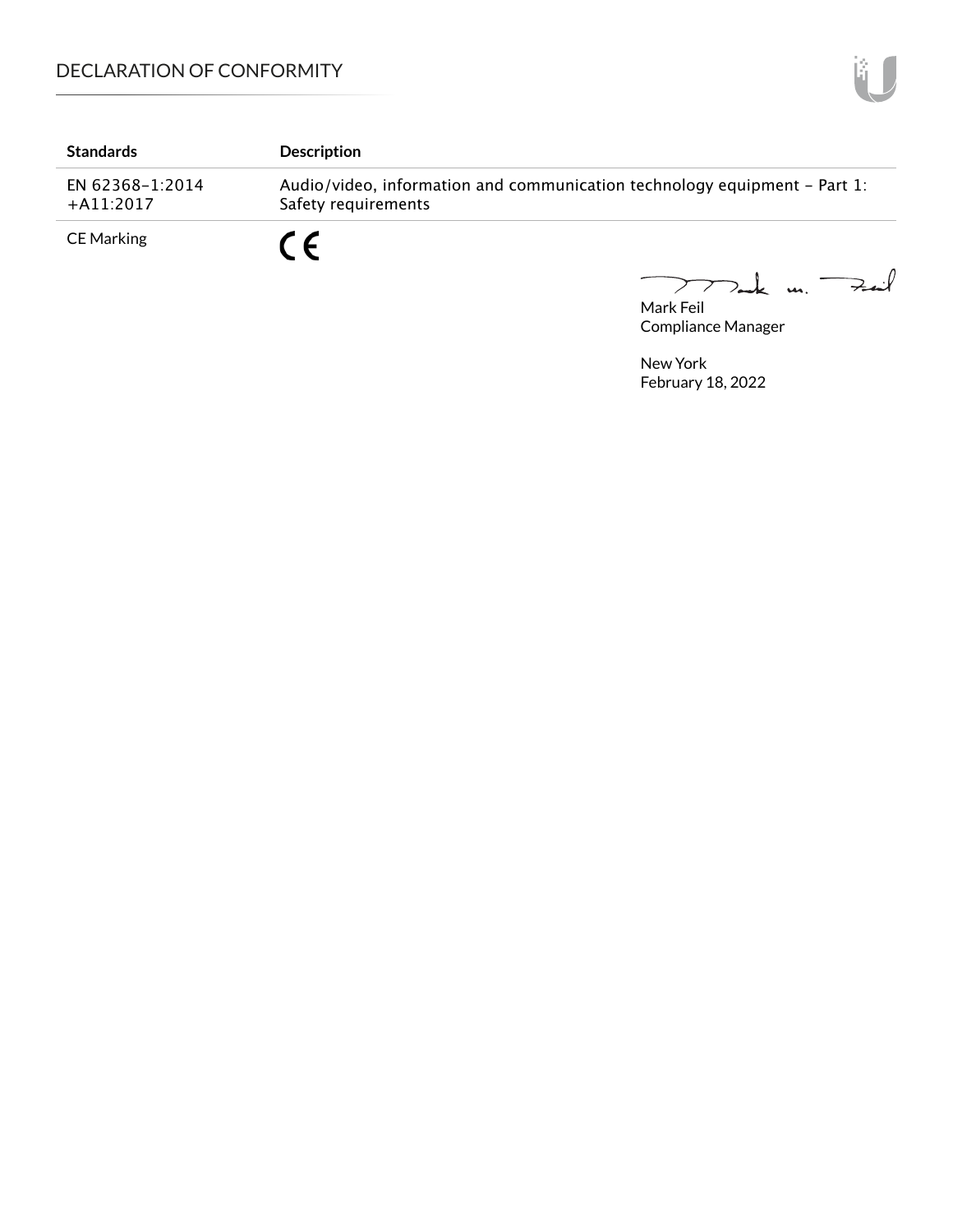| Standards | Description |
|---|---|
| EN 62368-1:2014 +A11:2017 | Audio/video, information and communication technology equipment – Part 1: Safety requirements |
| CE Marking | CE |

Mark Feil
Compliance Manager

New York
February 18, 2022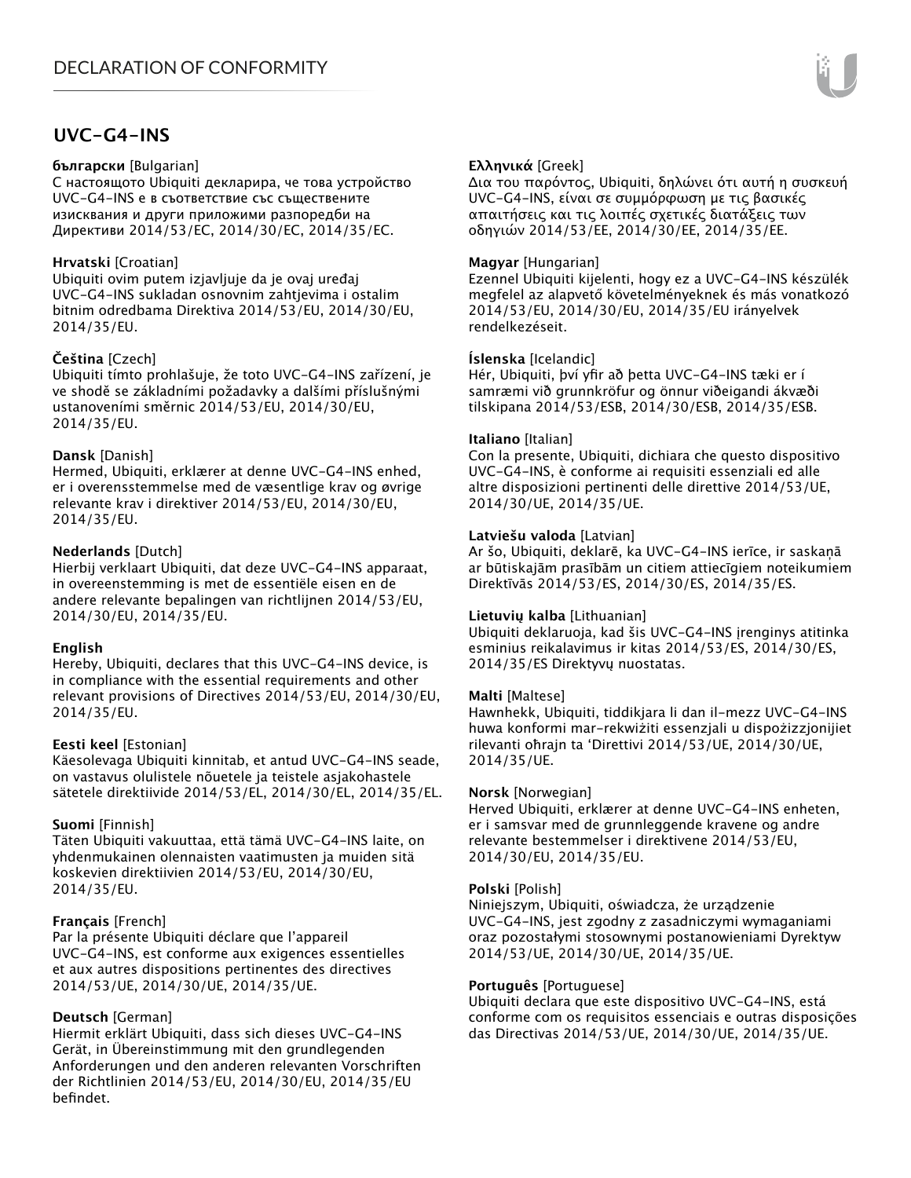# UVC-G4-INS

**български** [Bulgarian]
С настоящото Ubiquiti декларира, че това устройство UVC-G4-INS е в съответствие със съществените изисквания и други приложими разпоредби на Директиви 2014/53/EC, 2014/30/EC, 2014/35/EC.

**Hrvatski** [Croatian]
Ubiquiti ovim putem izjavljuje da je ovaj uređaj UVC-G4-INS sukladan osnovnim zahtjevima i ostalim bitnim odredbama Direktiva 2014/53/EU, 2014/30/EU, 2014/35/EU.

**Čeština** [Czech]
Ubiquiti tímto prohlašuje, že toto UVC-G4-INS zařízení, je ve shodě se základními požadavky a dalšími příslušnými ustanoveními směrnic 2014/53/EU, 2014/30/EU, 2014/35/EU.

**Dansk** [Danish]
Hermed, Ubiquiti, erklærer at denne UVC-G4-INS enhed, er i overensstemmelse med de væsentlige krav og øvrige relevante krav i direktiver 2014/53/EU, 2014/30/EU, 2014/35/EU.

**Nederlands** [Dutch]
Hierbij verklaart Ubiquiti, dat deze UVC-G4-INS apparaat, in overeenstemming is met de essentiële eisen en de andere relevante bepalingen van richtlijnen 2014/53/EU, 2014/30/EU, 2014/35/EU.

**English**
Hereby, Ubiquiti, declares that this UVC-G4-INS device, is in compliance with the essential requirements and other relevant provisions of Directives 2014/53/EU, 2014/30/EU, 2014/35/EU.

**Eesti keel** [Estonian]
Käesolevaga Ubiquiti kinnitab, et antud UVC-G4-INS seade, on vastavus olulistele nõuetele ja teistele asjakohastele sätetele direktiivide 2014/53/EL, 2014/30/EL, 2014/35/EL.

**Suomi** [Finnish]
Täten Ubiquiti vakuuttaa, että tämä UVC-G4-INS laite, on yhdenmukainen olennaisten vaatimusten ja muiden sitä koskevien direktiivien 2014/53/EU, 2014/30/EU, 2014/35/EU.

**Français** [French]
Par la présente Ubiquiti déclare que l'appareil UVC-G4-INS, est conforme aux exigences essentielles et aux autres dispositions pertinentes des directives 2014/53/UE, 2014/30/UE, 2014/35/UE.

**Deutsch** [German]
Hiermit erklärt Ubiquiti, dass sich dieses UVC-G4-INS Gerät, in Übereinstimmung mit den grundlegenden Anforderungen und den anderen relevanten Vorschriften der Richtlinien 2014/53/EU, 2014/30/EU, 2014/35/EU befindet.

**Ελληνικά** [Greek]
Δια του παρόντος, Ubiquiti, δηλώνει ότι αυτή η συσκευή UVC-G4-INS, είναι σε συμμόρφωση με τις βασικές απαιτήσεις και τις λοιπές σχετικές διατάξεις των οδηγιών 2014/53/EE, 2014/30/EE, 2014/35/EE.

**Magyar** [Hungarian]
Ezennel Ubiquiti kijelenti, hogy ez a UVC-G4-INS készülék megfelel az alapvető követelményeknek és más vonatkozó 2014/53/EU, 2014/30/EU, 2014/35/EU irányelvek rendelkezéseit.

**Íslenska** [Icelandic]
Hér, Ubiquiti, því yfir að þetta UVC-G4-INS tæki er í samræmi við grunnkröfur og önnur viðeigandi ákvæði tilskipana 2014/53/ESB, 2014/30/ESB, 2014/35/ESB.

**Italiano** [Italian]
Con la presente, Ubiquiti, dichiara che questo dispositivo UVC-G4-INS, è conforme ai requisiti essenziali ed alle altre disposizioni pertinenti delle direttive 2014/53/UE, 2014/30/UE, 2014/35/UE.

**Latviešu valoda** [Latvian]
Ar šo, Ubiquiti, deklarē, ka UVC-G4-INS ierīce, ir saskaņā ar būtiskajām prasībām un citiem attiecīgiem noteikumiem Direktīvās 2014/53/ES, 2014/30/ES, 2014/35/ES.

**Lietuvių kalba** [Lithuanian]
Ubiquiti deklaruoja, kad šis UVC-G4-INS įrenginys atitinka esminius reikalavimus ir kitas 2014/53/ES, 2014/30/ES, 2014/35/ES Direktyvų nuostatas.

**Malti** [Maltese]
Hawnhekk, Ubiquiti, tiddikjara li dan il-mezz UVC-G4-INS huwa konformi mar-rekwiżiti essenzjali u dispożizzjonijiet rilevanti oħrajn ta 'Direttivi 2014/53/UE, 2014/30/UE, 2014/35/UE.

**Norsk** [Norwegian]
Herved Ubiquiti, erklærer at denne UVC-G4-INS enheten, er i samsvar med de grunnleggende kravene og andre relevante bestemmelser i direktivene 2014/53/EU, 2014/30/EU, 2014/35/EU.

**Polski** [Polish]
Niniejszym, Ubiquiti, oświadcza, że urządzenie UVC-G4-INS, jest zgodny z zasadniczymi wymaganiami oraz pozostałymi stosownymi postanowieniami Dyrektyw 2014/53/UE, 2014/30/UE, 2014/35/UE.

**Português** [Portuguese]
Ubiquiti declara que este dispositivo UVC-G4-INS, está conforme com os requisitos essenciais e outras disposições das Directivas 2014/53/UE, 2014/30/UE, 2014/35/UE.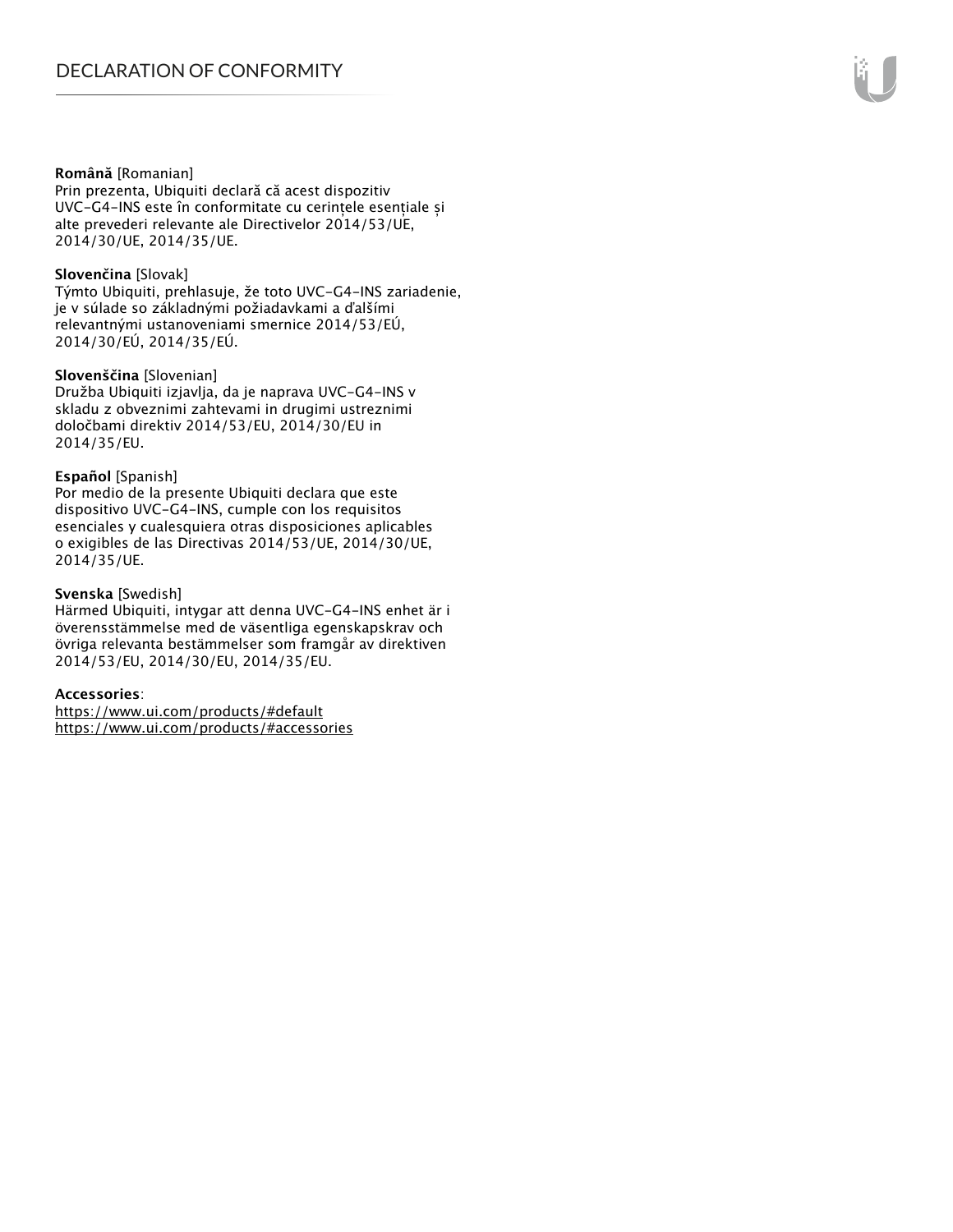**Română** [Romanian]
Prin prezenta, Ubiquiti declară că acest dispozitiv UVC-G4-INS este în conformitate cu cerințele esențiale și alte prevederi relevante ale Directivelor 2014/53/UE, 2014/30/UE, 2014/35/UE.

**Slovenčina** [Slovak]
Týmto Ubiquiti, prehlasuje, že toto UVC-G4-INS zariadenie, je v súlade so základnými požiadavkami a ďalšími relevantnými ustanoveniami smernice 2014/53/EÚ, 2014/30/EÚ, 2014/35/EÚ.

**Slovenščina** [Slovenian]
Družba Ubiquiti izjavlja, da je naprava UVC-G4-INS v skladu z obveznimi zahtevami in drugimi ustreznimi določbami direktiv 2014/53/EU, 2014/30/EU in 2014/35/EU.

**Español** [Spanish]
Por medio de la presente Ubiquiti declara que este dispositivo UVC-G4-INS, cumple con los requisitos esenciales y cualesquiera otras disposiciones aplicables o exigibles de las Directivas 2014/53/UE, 2014/30/UE, 2014/35/UE.

**Svenska** [Swedish]
Härmed Ubiquiti, intygar att denna UVC-G4-INS enhet är i överensstämmelse med de väsentliga egenskapskrav och övriga relevanta bestämmelser som framgår av direktiven 2014/53/EU, 2014/30/EU, 2014/35/EU.

**Accessories**:
https://www.ui.com/products/#default
https://www.ui.com/products/#accessories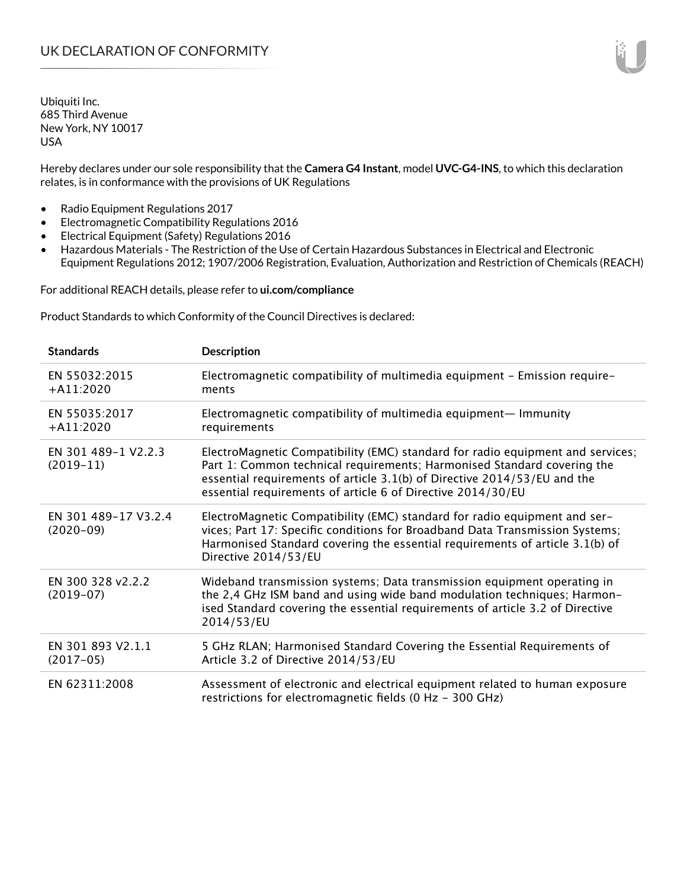# UK DECLARATION OF CONFORMITY

Ubiquiti Inc.
685 Third Avenue
New York, NY 10017
USA

Hereby declares under our sole responsibility that the **Camera G4 Instant**, model **UVC-G4-INS**, to which this declaration relates, is in conformance with the provisions of UK Regulations

- Radio Equipment Regulations 2017
- Electromagnetic Compatibility Regulations 2016
- Electrical Equipment (Safety) Regulations 2016
- Hazardous Materials - The Restriction of the Use of Certain Hazardous Substances in Electrical and Electronic Equipment Regulations 2012; 1907/2006 Registration, Evaluation, Authorization and Restriction of Chemicals (REACH)

For additional REACH details, please refer to **ui.com/compliance**

Product Standards to which Conformity of the Council Directives is declared:

| Standards | Description |
| --- | --- |
| EN 55032:2015 +A11:2020 | Electromagnetic compatibility of multimedia equipment – Emission requirements |
| EN 55035:2017 +A11:2020 | Electromagnetic compatibility of multimedia equipment— Immunity requirements |
| EN 301 489-1 V2.2.3 (2019-11) | ElectroMagnetic Compatibility (EMC) standard for radio equipment and services; Part 1: Common technical requirements; Harmonised Standard covering the essential requirements of article 3.1(b) of Directive 2014/53/EU and the essential requirements of article 6 of Directive 2014/30/EU |
| EN 301 489-17 V3.2.4 (2020-09) | ElectroMagnetic Compatibility (EMC) standard for radio equipment and services; Part 17: Specific conditions for Broadband Data Transmission Systems; Harmonised Standard covering the essential requirements of article 3.1(b) of Directive 2014/53/EU |
| EN 300 328 v2.2.2 (2019-07) | Wideband transmission systems; Data transmission equipment operating in the 2,4 GHz ISM band and using wide band modulation techniques; Harmonised Standard covering the essential requirements of article 3.2 of Directive 2014/53/EU |
| EN 301 893 V2.1.1 (2017-05) | 5 GHz RLAN; Harmonised Standard Covering the Essential Requirements of Article 3.2 of Directive 2014/53/EU |
| EN 62311:2008 | Assessment of electronic and electrical equipment related to human exposure restrictions for electromagnetic fields (0 Hz - 300 GHz) |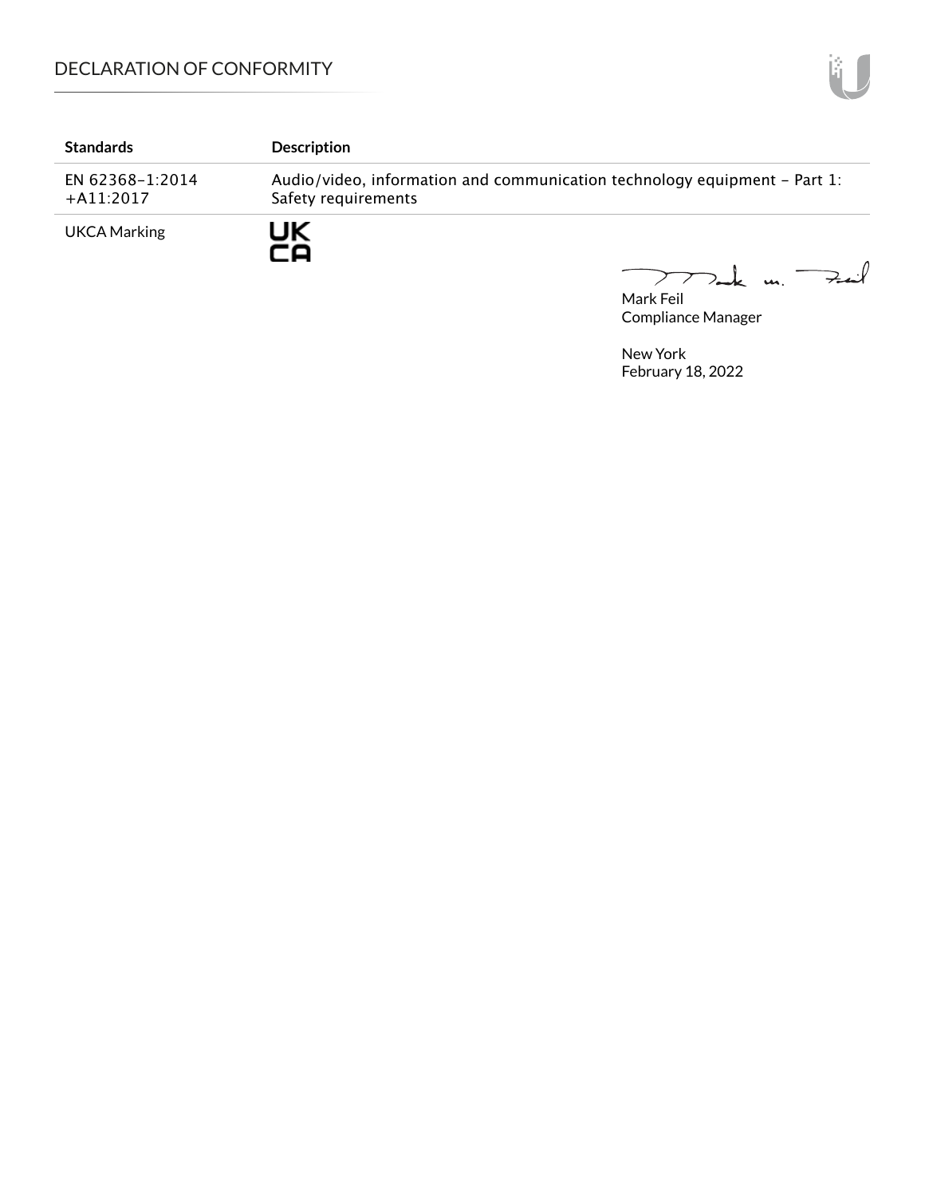| Standards | Description |
| --- | --- |
| EN 62368-1:2014 +A11:2017 | Audio/video, information and communication technology equipment - Part 1: Safety requirements |
| UKCA Marking | UK CA |

Mark Feil
Compliance Manager

New York
February 18, 2022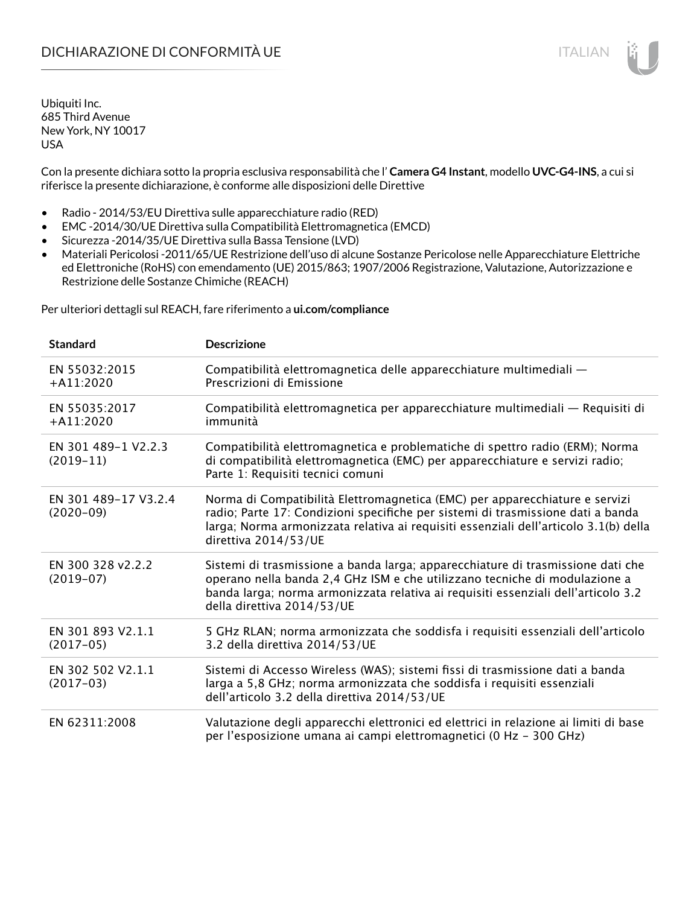# DICHIARAZIONE DI CONFORMITÀ UE

Ubiquiti Inc.
685 Third Avenue
New York, NY 10017
USA

Con la presente dichiara sotto la propria esclusiva responsabilità che l' **Camera G4 Instant**, modello **UVC-G4-INS**, a cui si riferisce la presente dichiarazione, è conforme alle disposizioni delle Direttive

- Radio - 2014/53/EU Direttiva sulle apparecchiature radio (RED)
- EMC -2014/30/UE Direttiva sulla Compatibilità Elettromagnetica (EMCD)
- Sicurezza -2014/35/UE Direttiva sulla Bassa Tensione (LVD)
- Materiali Pericolosi -2011/65/UE Restrizione dell'uso di alcune Sostanze Pericolose nelle Apparecchiature Elettriche ed Elettroniche (RoHS) con emendamento (UE) 2015/863; 1907/2006 Registrazione, Valutazione, Autorizzazione e Restrizione delle Sostanze Chimiche (REACH)

Per ulteriori dettagli sul REACH, fare riferimento a **ui.com/compliance**

| Standard | Descrizione |
| --- | --- |
| EN 55032:2015 +A11:2020 | Compatibilità elettromagnetica delle apparecchiature multimediali — Prescrizioni di Emissione |
| EN 55035:2017 +A11:2020 | Compatibilità elettromagnetica per apparecchiature multimediali — Requisiti di immunità |
| EN 301 489-1 V2.2.3 (2019-11) | Compatibilità elettromagnetica e problematiche di spettro radio (ERM); Norma di compatibilità elettromagnetica (EMC) per apparecchiature e servizi radio; Parte 1: Requisiti tecnici comuni |
| EN 301 489-17 V3.2.4 (2020-09) | Norma di Compatibilità Elettromagnetica (EMC) per apparecchiature e servizi radio; Parte 17: Condizioni specifiche per sistemi di trasmissione dati a banda larga; Norma armonizzata relativa ai requisiti essenziali dell'articolo 3.1(b) della direttiva 2014/53/UE |
| EN 300 328 v2.2.2 (2019-07) | Sistemi di trasmissione a banda larga; apparecchiature di trasmissione dati che operano nella banda 2,4 GHz ISM e che utilizzano tecniche di modulazione a banda larga; norma armonizzata relativa ai requisiti essenziali dell'articolo 3.2 della direttiva 2014/53/UE |
| EN 301 893 V2.1.1 (2017-05) | 5 GHz RLAN; norma armonizzata che soddisfa i requisiti essenziali dell'articolo 3.2 della direttiva 2014/53/UE |
| EN 302 502 V2.1.1 (2017-03) | Sistemi di Accesso Wireless (WAS); sistemi fissi di trasmissione dati a banda larga a 5,8 GHz; norma armonizzata che soddisfa i requisiti essenziali dell'articolo 3.2 della direttiva 2014/53/UE |
| EN 62311:2008 | Valutazione degli apparecchi elettronici ed elettrici in relazione ai limiti di base per l'esposizione umana ai campi elettromagnetici (0 Hz - 300 GHz) |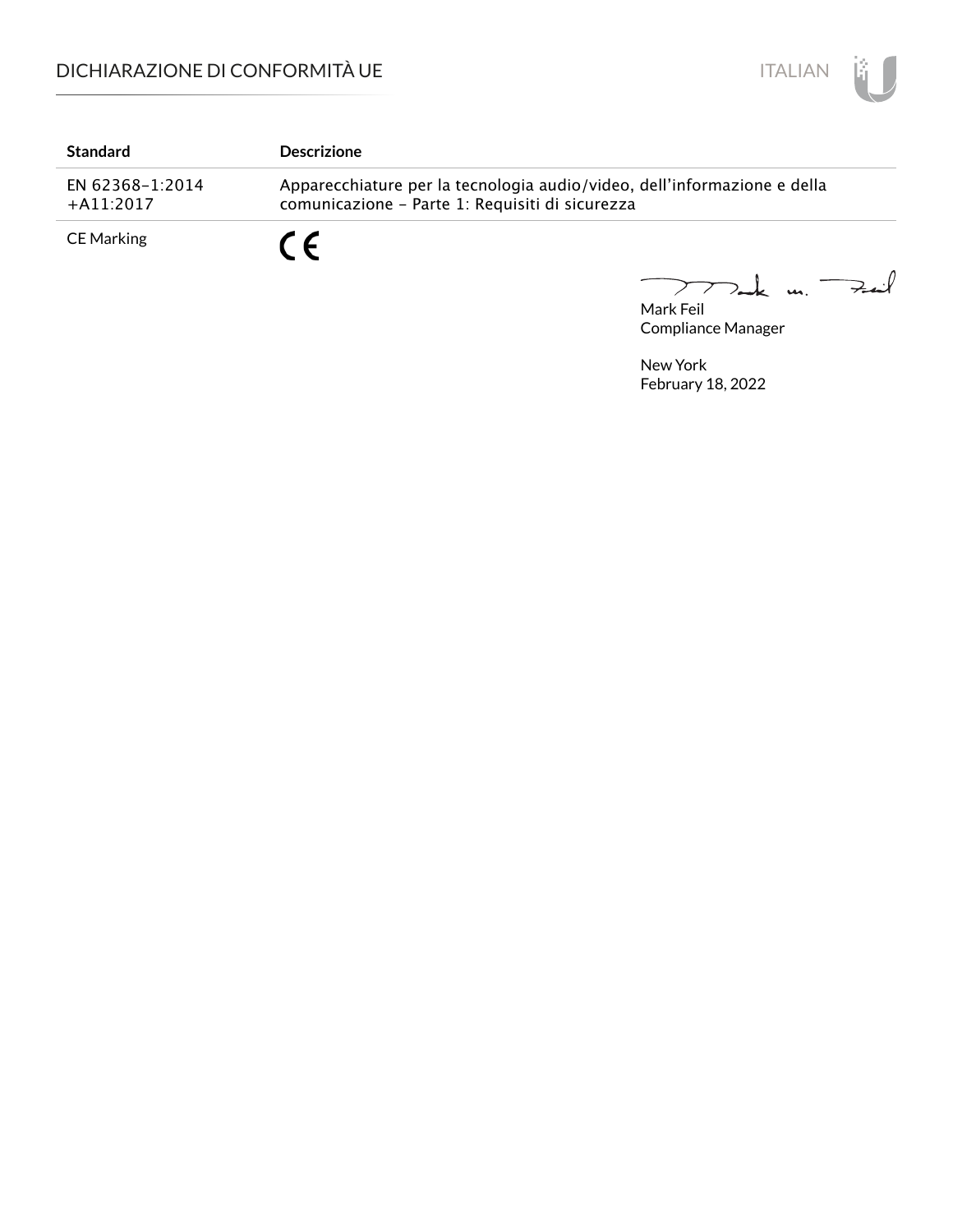| Standard | Descrizione |
| --- | --- |
| EN 62368-1:2014 +A11:2017 | Apparecchiature per la tecnologia audio/video, dell'informazione e della comunicazione - Parte 1: Requisiti di sicurezza |
| CE Marking | CE |

Mark Feil
Compliance Manager

New York
February 18, 2022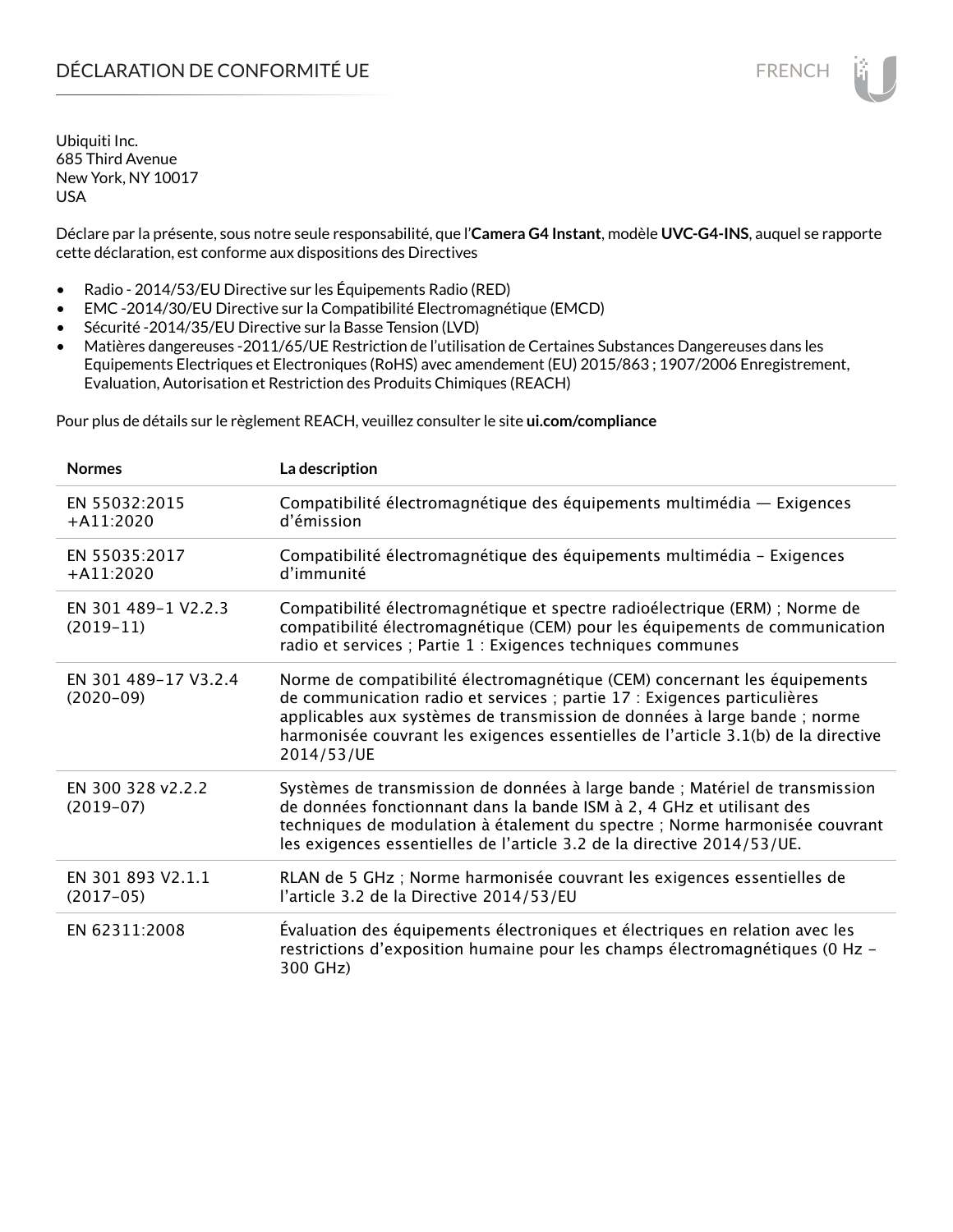# DÉCLARATION DE CONFORMITÉ UE

Ubiquiti Inc.
685 Third Avenue
New York, NY 10017
USA

Déclare par la présente, sous notre seule responsabilité, que l'**Camera G4 Instant**, modèle **UVC-G4-INS**, auquel se rapporte cette déclaration, est conforme aux dispositions des Directives

- Radio - 2014/53/EU Directive sur les Équipements Radio (RED)
- EMC -2014/30/EU Directive sur la Compatibilité Electromagnétique (EMCD)
- Sécurité -2014/35/EU Directive sur la Basse Tension (LVD)
- Matières dangereuses -2011/65/UE Restriction de l'utilisation de Certaines Substances Dangereuses dans les Equipements Electriques et Electroniques (RoHS) avec amendement (EU) 2015/863 ; 1907/2006 Enregistrement, Evaluation, Autorisation et Restriction des Produits Chimiques (REACH)

Pour plus de détails sur le règlement REACH, veuillez consulter le site **ui.com/compliance**

| Normes | La description |
|---|---|
| EN 55032:2015 +A11:2020 | Compatibilité électromagnétique des équipements multimédia — Exigences d'émission |
| EN 55035:2017 +A11:2020 | Compatibilité électromagnétique des équipements multimédia – Exigences d'immunité |
| EN 301 489-1 V2.2.3 (2019-11) | Compatibilité électromagnétique et spectre radioélectrique (ERM) ; Norme de compatibilité électromagnétique (CEM) pour les équipements de communication radio et services ; Partie 1 : Exigences techniques communes |
| EN 301 489-17 V3.2.4 (2020-09) | Norme de compatibilité électromagnétique (CEM) concernant les équipements de communication radio et services ; partie 17 : Exigences particulières applicables aux systèmes de transmission de données à large bande ; norme harmonisée couvrant les exigences essentielles de l'article 3.1(b) de la directive 2014/53/UE |
| EN 300 328 v2.2.2 (2019-07) | Systèmes de transmission de données à large bande ; Matériel de transmission de données fonctionnant dans la bande ISM à 2, 4 GHz et utilisant des techniques de modulation à étalement du spectre ; Norme harmonisée couvrant les exigences essentielles de l'article 3.2 de la directive 2014/53/UE. |
| EN 301 893 V2.1.1 (2017-05) | RLAN de 5 GHz ; Norme harmonisée couvrant les exigences essentielles de l'article 3.2 de la Directive 2014/53/EU |
| EN 62311:2008 | Évaluation des équipements électroniques et électriques en relation avec les restrictions d'exposition humaine pour les champs électromagnétiques (0 Hz – 300 GHz) |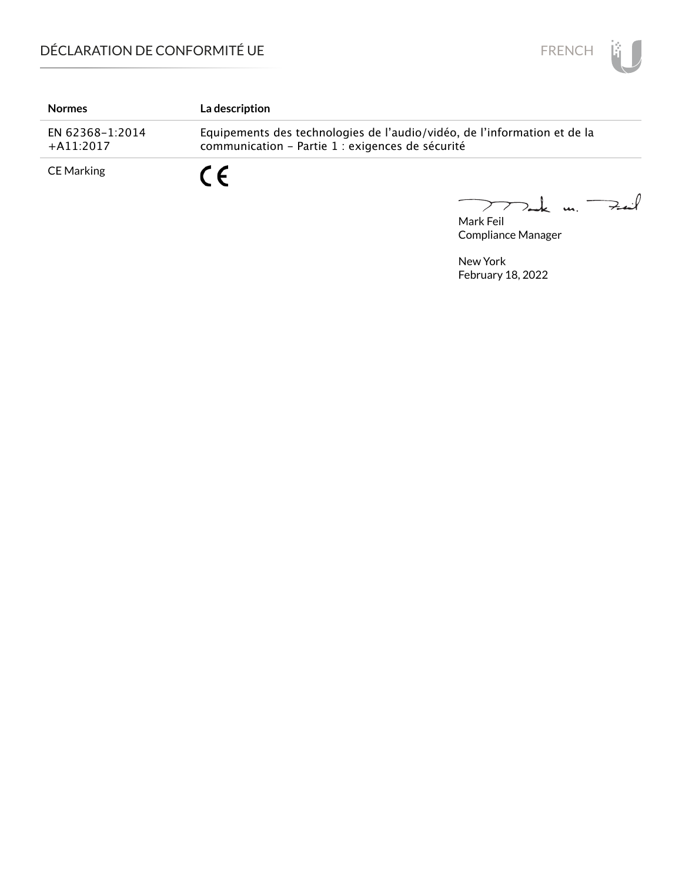| Normes | La description |
| --- | --- |
| EN 62368-1:2014 +A11:2017 | Equipements des technologies de l'audio/vidéo, de l'information et de la communication - Partie 1 : exigences de sécurité |
| CE Marking | CE |

Mark Feil
Compliance Manager

New York
February 18, 2022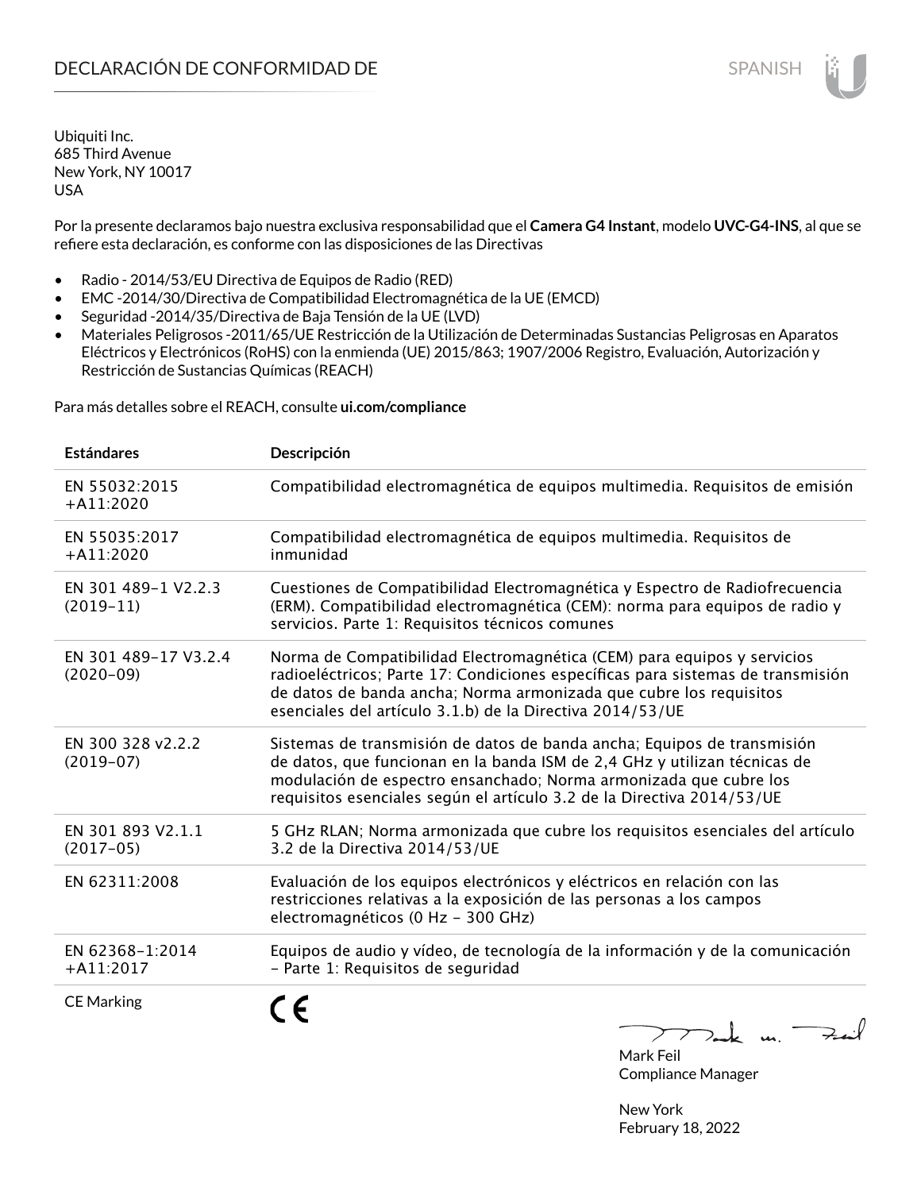# DECLARACIÓN DE CONFORMIDAD DE

Ubiquiti Inc.
685 Third Avenue
New York, NY 10017
USA

Por la presente declaramos bajo nuestra exclusiva responsabilidad que el **Camera G4 Instant**, modelo **UVC-G4-INS**, al que se refiere esta declaración, es conforme con las disposiciones de las Directivas

- Radio - 2014/53/EU Directiva de Equipos de Radio (RED)
- EMC -2014/30/Directiva de Compatibilidad Electromagnética de la UE (EMCD)
- Seguridad -2014/35/Directiva de Baja Tensión de la UE (LVD)
- Materiales Peligrosos -2011/65/UE Restricción de la Utilización de Determinadas Sustancias Peligrosas en Aparatos Eléctricos y Electrónicos (RoHS) con la enmienda (UE) 2015/863; 1907/2006 Registro, Evaluación, Autorización y Restricción de Sustancias Químicas (REACH)

Para más detalles sobre el REACH, consulte **ui.com/compliance**

| Estándares | Descripción |
| --- | --- |
| EN 55032:2015 +A11:2020 | Compatibilidad electromagnética de equipos multimedia. Requisitos de emisión |
| EN 55035:2017 +A11:2020 | Compatibilidad electromagnética de equipos multimedia. Requisitos de inmunidad |
| EN 301 489-1 V2.2.3 (2019-11) | Cuestiones de Compatibilidad Electromagnética y Espectro de Radiofrecuencia (ERM). Compatibilidad electromagnética (CEM): norma para equipos de radio y servicios. Parte 1: Requisitos técnicos comunes |
| EN 301 489-17 V3.2.4 (2020-09) | Norma de Compatibilidad Electromagnética (CEM) para equipos y servicios radioeléctricos; Parte 17: Condiciones específicas para sistemas de transmisión de datos de banda ancha; Norma armonizada que cubre los requisitos esenciales del artículo 3.1.b) de la Directiva 2014/53/UE |
| EN 300 328 v2.2.2 (2019-07) | Sistemas de transmisión de datos de banda ancha; Equipos de transmisión de datos, que funcionan en la banda ISM de 2,4 GHz y utilizan técnicas de modulación de espectro ensanchado; Norma armonizada que cubre los requisitos esenciales según el artículo 3.2 de la Directiva 2014/53/UE |
| EN 301 893 V2.1.1 (2017-05) | 5 GHz RLAN; Norma armonizada que cubre los requisitos esenciales del artículo 3.2 de la Directiva 2014/53/UE |
| EN 62311:2008 | Evaluación de los equipos electrónicos y eléctricos en relación con las restricciones relativas a la exposición de las personas a los campos electromagnéticos (0 Hz - 300 GHz) |
| EN 62368-1:2014 +A11:2017 | Equipos de audio y vídeo, de tecnología de la información y de la comunicación - Parte 1: Requisitos de seguridad |
| CE Marking | CE |

Mark Feil
Compliance Manager

New York
February 18, 2022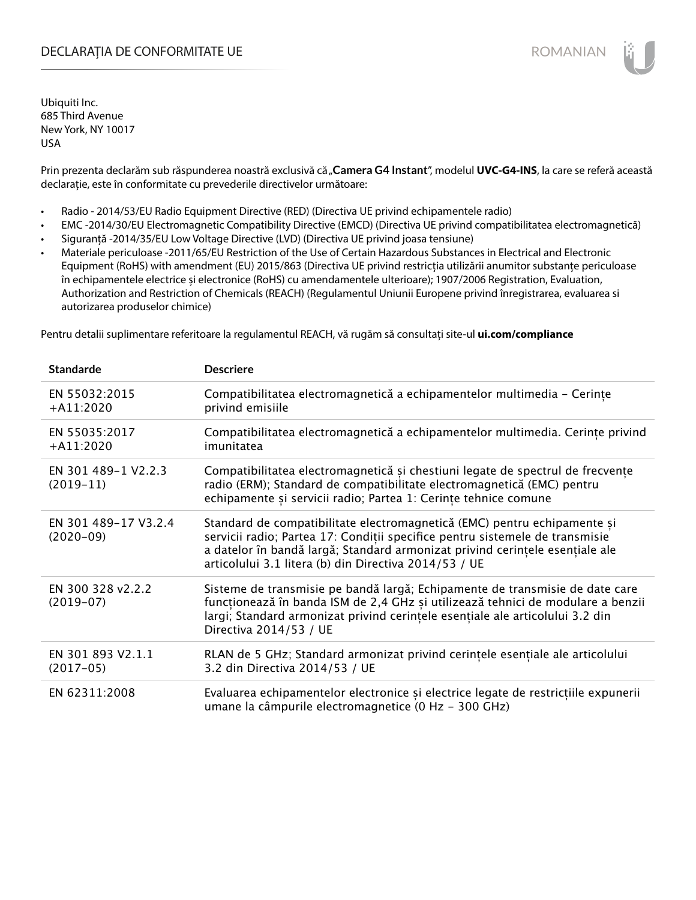# DECLARAȚIA DE CONFORMITATE UE

Ubiquiti Inc.
685 Third Avenue
New York, NY 10017
USA

Prin prezenta declarăm sub răspunderea noastră exclusivă că „**Camera G4 Instant**", modelul **UVC-G4-INS**, la care se referă această declarație, este în conformitate cu prevederile directivelor următoare:

- Radio - 2014/53/EU Radio Equipment Directive (RED) (Directiva UE privind echipamentele radio)
- EMC -2014/30/EU Electromagnetic Compatibility Directive (EMCD) (Directiva UE privind compatibilitatea electromagnetică)
- Siguranță -2014/35/EU Low Voltage Directive (LVD) (Directiva UE privind joasa tensiune)
- Materiale periculoase -2011/65/EU Restriction of the Use of Certain Hazardous Substances in Electrical and Electronic Equipment (RoHS) with amendment (EU) 2015/863 (Directiva UE privind restricția utilizării anumitor substanțe periculoase în echipamentele electrice și electronice (RoHS) cu amendamentele ulterioare); 1907/2006 Registration, Evaluation, Authorization and Restriction of Chemicals (REACH) (Regulamentul Uniunii Europene privind înregistrarea, evaluarea si autorizarea produselor chimice)

Pentru detalii suplimentare referitoare la regulamentul REACH, vă rugăm să consultați site-ul **ui.com/compliance**

| Standarde | Descriere |
|---|---|
| EN 55032:2015 +A11:2020 | Compatibilitatea electromagnetică a echipamentelor multimedia - Cerințe privind emisiile |
| EN 55035:2017 +A11:2020 | Compatibilitatea electromagnetică a echipamentelor multimedia. Cerințe privind imunitatea |
| EN 301 489-1 V2.2.3 (2019-11) | Compatibilitatea electromagnetică și chestiuni legate de spectrul de frecvențe radio (ERM); Standard de compatibilitate electromagnetică (EMC) pentru echipamente și servicii radio; Partea 1: Cerințe tehnice comune |
| EN 301 489-17 V3.2.4 (2020-09) | Standard de compatibilitate electromagnetică (EMC) pentru echipamente și servicii radio; Partea 17: Condiții specifice pentru sistemele de transmisie a datelor în bandă largă; Standard armonizat privind cerințele esențiale ale articolului 3.1 litera (b) din Directiva 2014/53 / UE |
| EN 300 328 v2.2.2 (2019-07) | Sisteme de transmisie pe bandă largă; Echipamente de transmisie de date care funcționează în banda ISM de 2,4 GHz și utilizează tehnici de modulare a benzii largi; Standard armonizat privind cerințele esențiale ale articolului 3.2 din Directiva 2014/53 / UE |
| EN 301 893 V2.1.1 (2017-05) | RLAN de 5 GHz; Standard armonizat privind cerințele esențiale ale articolului 3.2 din Directiva 2014/53 / UE |
| EN 62311:2008 | Evaluarea echipamentelor electronice și electrice legate de restricțiile expunerii umane la câmpurile electromagnetice (0 Hz - 300 GHz) |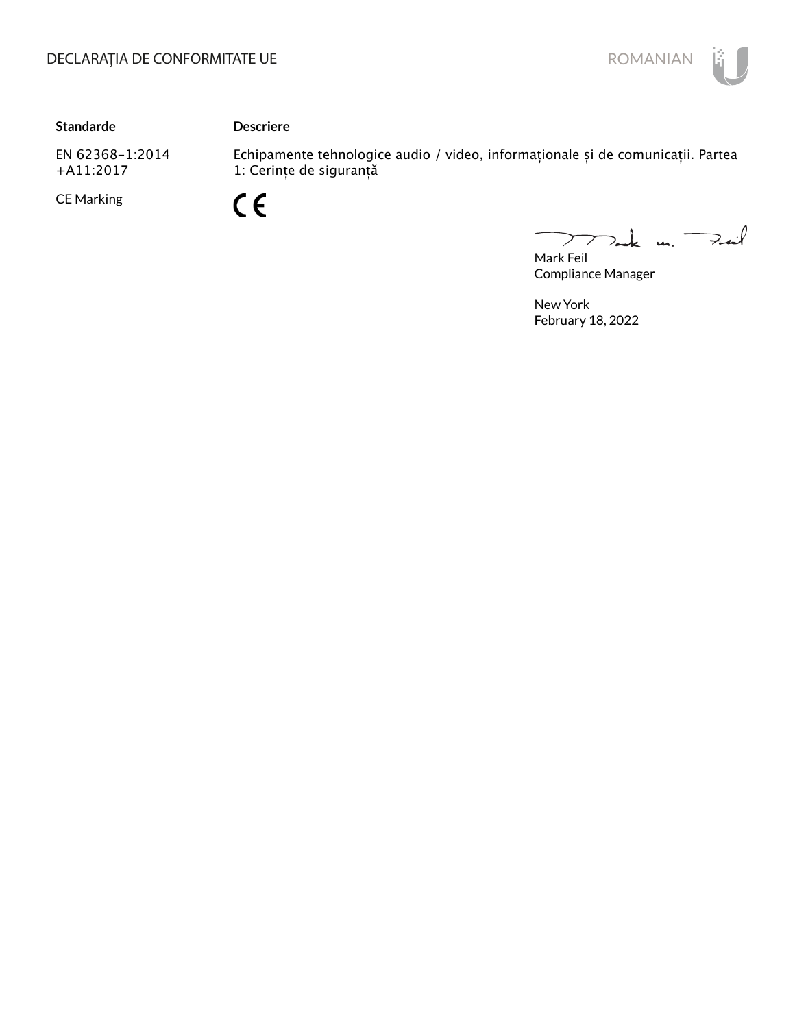| Standarde | Descriere |
| --- | --- |
| EN 62368-1:2014 +A11:2017 | Echipamente tehnologice audio / video, informaționale și de comunicații. Partea 1: Cerințe de siguranță |
| CE Marking | CE |

Mark Feil
Compliance Manager

New York
February 18, 2022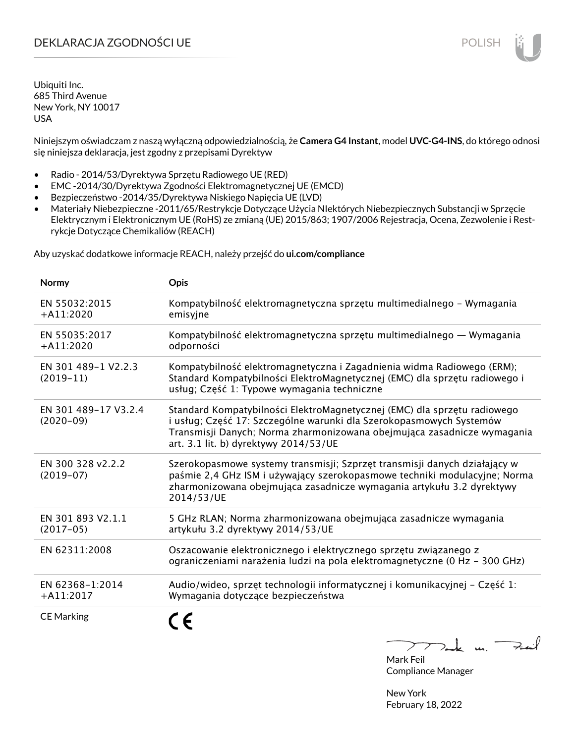# DEKLARACJA ZGODNOŚCI UE

POLISH

Ubiquiti Inc.
685 Third Avenue
New York, NY 10017
USA

Niniejszym oświadczam z naszą wyłączną odpowiedzialnością, że **Camera G4 Instant**, model **UVC-G4-INS**, do którego odnosi się niniejsza deklaracja, jest zgodny z przepisami Dyrektyw

- Radio - 2014/53/Dyrektywa Sprzętu Radiowego UE (RED)
- EMC -2014/30/Dyrektywa Zgodności Elektromagnetycznej UE (EMCD)
- Bezpieczeństwo -2014/35/Dyrektywa Niskiego Napięcia UE (LVD)
- Materiały Niebezpieczne -2011/65/Restrykcje Dotyczące Użycia NIektórych Niebezpiecznych Substancji w Sprzęcie Elektrycznym i Elektronicznym UE (RoHS) ze zmianą (UE) 2015/863; 1907/2006 Rejestracja, Ocena, Zezwolenie i Restrykcje Dotyczące Chemikaliów (REACH)

Aby uzyskać dodatkowe informacje REACH, należy przejść do **ui.com/compliance**

| Normy | Opis |
|---|---|
| EN 55032:2015 +A11:2020 | Kompatybilność elektromagnetyczna sprzętu multimedialnego – Wymagania emisyjne |
| EN 55035:2017 +A11:2020 | Kompatybilność elektromagnetyczna sprzętu multimedialnego — Wymagania odporności |
| EN 301 489-1 V2.2.3 (2019-11) | Kompatybilność elektromagnetyczna i Zagadnienia widma Radiowego (ERM); Standard Kompatybilności ElektroMagnetycznej (EMC) dla sprzętu radiowego i usług; Część 1: Typowe wymagania techniczne |
| EN 301 489-17 V3.2.4 (2020-09) | Standard Kompatybilności ElektroMagnetycznej (EMC) dla sprzętu radiowego i usług; Część 17: Szczególne warunki dla Szerokopasmowych Systemów Transmisji Danych; Norma zharmonizowana obejmująca zasadnicze wymagania art. 3.1 lit. b) dyrektywy 2014/53/UE |
| EN 300 328 v2.2.2 (2019-07) | Szerokopasmowe systemy transmisji; Szprzęt transmisji danych działający w paśmie 2,4 GHz ISM i używający szerokopasmowe techniki modulacyjne; Norma zharmonizowana obejmująca zasadnicze wymagania artykułu 3.2 dyrektywy 2014/53/UE |
| EN 301 893 V2.1.1 (2017-05) | 5 GHz RLAN; Norma zharmonizowana obejmująca zasadnicze wymagania artykułu 3.2 dyrektywy 2014/53/UE |
| EN 62311:2008 | Oszacowanie elektronicznego i elektrycznego sprzętu związanego z ograniczeniami narażenia ludzi na pola elektromagnetyczne (0 Hz – 300 GHz) |
| EN 62368-1:2014 +A11:2017 | Audio/wideo, sprzęt technologii informatycznej i komunikacyjnej – Część 1: Wymagania dotyczące bezpieczeństwa |
| CE Marking | CE |

Mark Feil
Compliance Manager

New York
February 18, 2022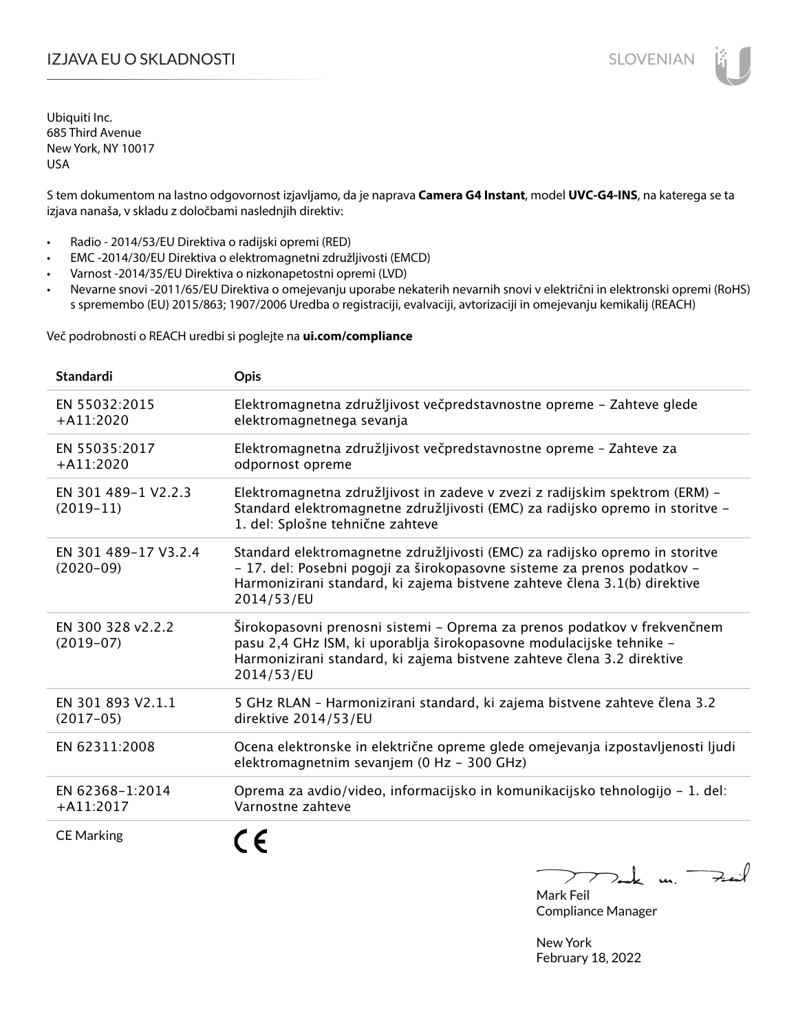# IZJAVA EU O SKLADNOSTI

SLOVENIAN

Ubiquiti Inc.
685 Third Avenue
New York, NY 10017
USA

S tem dokumentom na lastno odgovornost izjavljamo, da je naprava **Camera G4 Instant**, model **UVC-G4-INS**, na katerega se ta izjava nanaša, v skladu z določbami naslednjih direktiv:

- Radio - 2014/53/EU Direktiva o radijski opremi (RED)
- EMC -2014/30/EU Direktiva o elektromagnetni združljivosti (EMCD)
- Varnost -2014/35/EU Direktiva o nizkonapetostni opremi (LVD)
- Nevarne snovi -2011/65/EU Direktiva o omejevanju uporabe nekaterih nevarnih snovi v električni in elektronski opremi (RoHS) s spremembo (EU) 2015/863; 1907/2006 Uredba o registraciji, evalvaciji, avtorizaciji in omejevanju kemikalij (REACH)

Več podrobnosti o REACH uredbi si poglejte na **ui.com/compliance**

| Standardi | Opis |
|---|---|
| EN 55032:2015 +A11:2020 | Elektromagnetna združljivost večpredstavnostne opreme – Zahteve glede elektromagnetnega sevanja |
| EN 55035:2017 +A11:2020 | Elektromagnetna združljivost večpredstavnostne opreme – Zahteve za odpornost opreme |
| EN 301 489-1 V2.2.3 (2019-11) | Elektromagnetna združljivost in zadeve v zvezi z radijskim spektrom (ERM) – Standard elektromagnetne združljivosti (EMC) za radijsko opremo in storitve – 1. del: Splošne tehnične zahteve |
| EN 301 489-17 V3.2.4 (2020-09) | Standard elektromagnetne združljivosti (EMC) za radijsko opremo in storitve – 17. del: Posebni pogoji za širokopasovne sisteme za prenos podatkov – Harmonizirani standard, ki zajema bistvene zahteve člena 3.1(b) direktive 2014/53/EU |
| EN 300 328 v2.2.2 (2019-07) | Širokopasovni prenosni sistemi – Oprema za prenos podatkov v frekvenčnem pasu 2,4 GHz ISM, ki uporablja širokopasovne modulacijske tehnike – Harmonizirani standard, ki zajema bistvene zahteve člena 3.2 direktive 2014/53/EU |
| EN 301 893 V2.1.1 (2017-05) | 5 GHz RLAN – Harmonizirani standard, ki zajema bistvene zahteve člena 3.2 direktive 2014/53/EU |
| EN 62311:2008 | Ocena elektronske in električne opreme glede omejevanja izpostavljenosti ljudi elektromagnetnim sevanjem (0 Hz – 300 GHz) |
| EN 62368-1:2014 +A11:2017 | Oprema za avdio/video, informacijsko in komunikacijsko tehnologijo – 1. del: Varnostne zahteve |
| CE Marking | CE |

Mark Feil
Compliance Manager

New York
February 18, 2022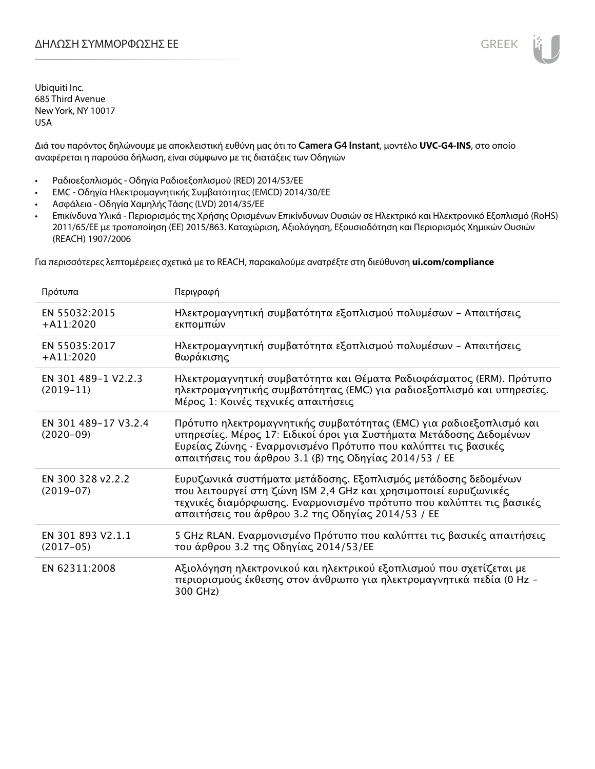# ΔΗΛΩΣΗ ΣΥΜΜΟΡΦΩΣΗΣ ΕΕ

Ubiquiti Inc.
685 Third Avenue
New York, NY 10017
USA

Διά του παρόντος δηλώνουμε με αποκλειστική ευθύνη μας ότι το **Camera G4 Instant**, μοντέλο **UVC-G4-INS**, στο οποίο αναφέρεται η παρούσα δήλωση, είναι σύμφωνο με τις διατάξεις των Οδηγιών

- Ραδιοεξοπλισμός - Οδηγία Ραδιοεξοπλισμού (RED) 2014/53/ΕΕ
- EMC - Οδηγία Ηλεκτρομαγνητικής Συμβατότητας (EMCD) 2014/30/ΕΕ
- Ασφάλεια - Οδηγία Χαμηλής Τάσης (LVD) 2014/35/ΕΕ
- Επικίνδυνα Υλικά - Περιορισμός της Χρήσης Ορισμένων Επικίνδυνων Ουσιών σε Ηλεκτρικό και Ηλεκτρονικό Εξοπλισμό (RoHS) 2011/65/ΕΕ με τροποποίηση (ΕΕ) 2015/863. Καταχώριση, Αξιολόγηση, Εξουσιοδότηση και Περιορισμός Χημικών Ουσιών (REACH) 1907/2006

Για περισσότερες λεπτομέρειες σχετικά με το REACH, παρακαλούμε ανατρέξτε στη διεύθυνση **ui.com/compliance**

| Πρότυπα | Περιγραφή |
|---|---|
| EN 55032:2015 +A11:2020 | Ηλεκτρομαγνητική συμβατότητα εξοπλισμού πολυμέσων – Απαιτήσεις εκπομπών |
| EN 55035:2017 +A11:2020 | Ηλεκτρομαγνητική συμβατότητα εξοπλισμού πολυμέσων – Απαιτήσεις θωράκισης |
| EN 301 489-1 V2.2.3 (2019-11) | Ηλεκτρομαγνητική συμβατότητα και Θέματα Ραδιοφάσματος (ERM). Πρότυπο ηλεκτρομαγνητικής συμβατότητας (EMC) για ραδιοεξοπλισμό και υπηρεσίες. Μέρος 1: Κοινές τεχνικές απαιτήσεις |
| EN 301 489-17 V3.2.4 (2020-09) | Πρότυπο ηλεκτρομαγνητικής συμβατότητας (EMC) για ραδιοεξοπλισμό και υπηρεσίες. Μέρος 17: Ειδικοί όροι για Συστήματα Μετάδοσης Δεδομένων Ευρείας Ζώνης · Εναρμονισμένο Πρότυπο που καλύπτει τις βασικές απαιτήσεις του άρθρου 3.1 (β) της Οδηγίας 2014/53 / ΕΕ |
| EN 300 328 v2.2.2 (2019-07) | Ευρυζωνικά συστήματα μετάδοσης. Εξοπλισμός μετάδοσης δεδομένων που λειτουργεί στη ζώνη ISM 2,4 GHz και χρησιμοποιεί ευρυζωνικές τεχνικές διαμόρφωσης. Εναρμονισμένο πρότυπο που καλύπτει τις βασικές απαιτήσεις του άρθρου 3.2 της Οδηγίας 2014/53 / ΕΕ |
| EN 301 893 V2.1.1 (2017-05) | 5 GHz RLAN. Εναρμονισμένο Πρότυπο που καλύπτει τις βασικές απαιτήσεις του άρθρου 3.2 της Οδηγίας 2014/53/ΕΕ |
| EN 62311:2008 | Αξιολόγηση ηλεκτρονικού και ηλεκτρικού εξοπλισμού που σχετίζεται με περιορισμούς έκθεσης στον άνθρωπο για ηλεκτρομαγνητικά πεδία (0 Hz – 300 GHz) |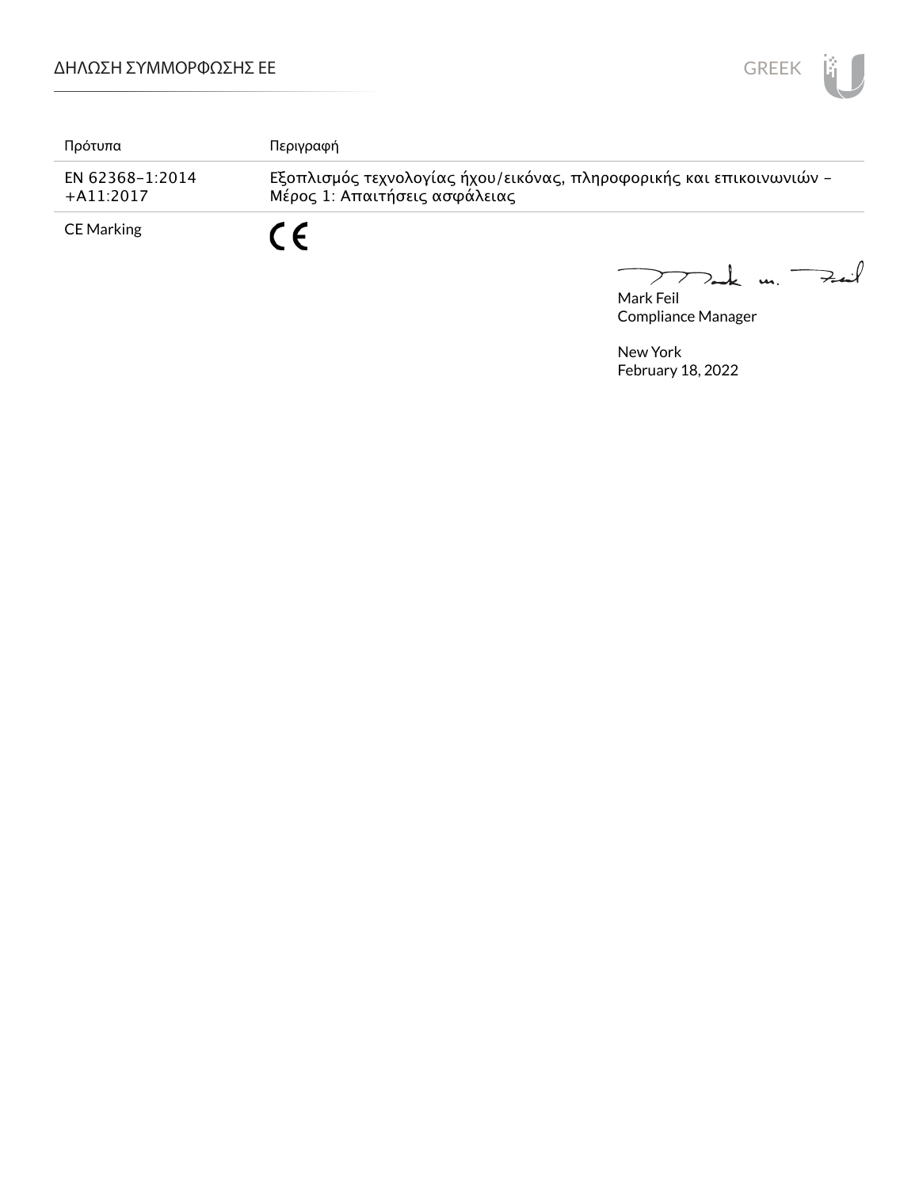| Πρότυπα | Περιγραφή |
| --- | --- |
| EN 62368-1:2014 +A11:2017 | Εξοπλισμός τεχνολογίας ήχου/εικόνας, πληροφορικής και επικοινωνιών – Μέρος 1: Απαιτήσεις ασφάλειας |
| CE Marking | CE |

Mark Feil
Compliance Manager

New York
February 18, 2022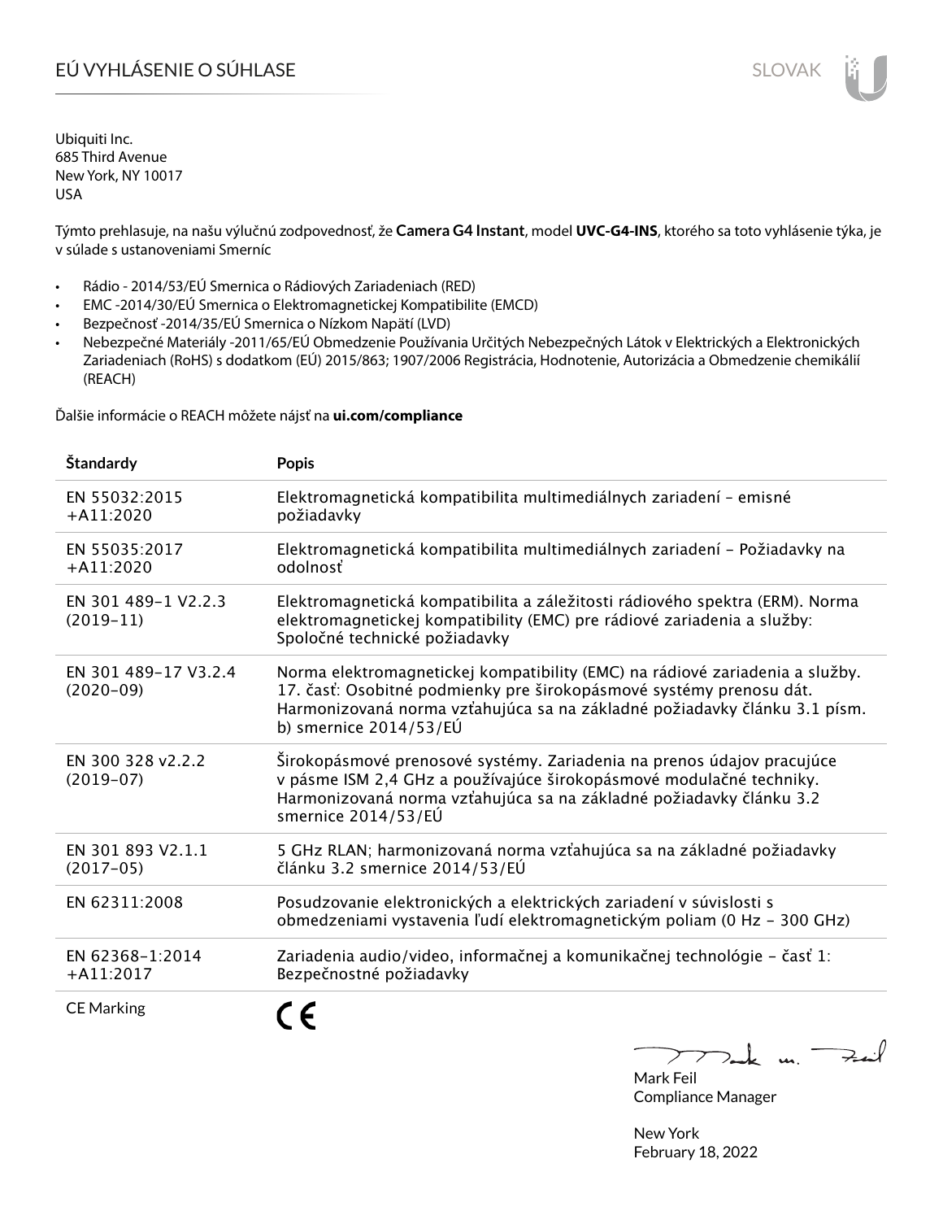# EÚ VYHLÁSENIE O SÚHLASE

Ubiquiti Inc.
685 Third Avenue
New York, NY 10017
USA

Týmto prehlasuje, na našu výlučnú zodpovednosť, že **Camera G4 Instant**, model **UVC-G4-INS**, ktorého sa toto vyhlásenie týka, je v súlade s ustanoveniami Smerníc

- Rádio - 2014/53/EÚ Smernica o Rádiových Zariadeniach (RED)
- EMC -2014/30/EÚ Smernica o Elektromagnetickej Kompatibilite (EMCD)
- Bezpečnosť -2014/35/EÚ Smernica o Nízkom Napätí (LVD)
- Nebezpečné Materiály -2011/65/EÚ Obmedzenie Používania Určitých Nebezpečných Látok v Elektrických a Elektronických Zariadeniach (RoHS) s dodatkom (EÚ) 2015/863; 1907/2006 Registrácia, Hodnotenie, Autorizácia a Obmedzenie chemikálií (REACH)

Ďalšie informácie o REACH môžete nájsť na **ui.com/compliance**

| Štandardy | Popis |
|---|---|
| EN 55032:2015 +A11:2020 | Elektromagnetická kompatibilita multimediálnych zariadení – emisné požiadavky |
| EN 55035:2017 +A11:2020 | Elektromagnetická kompatibilita multimediálnych zariadení – Požiadavky na odolnosť |
| EN 301 489-1 V2.2.3 (2019-11) | Elektromagnetická kompatibilita a záležitosti rádiového spektra (ERM). Norma elektromagnetickej kompatibility (EMC) pre rádiové zariadenia a služby: Spoločné technické požiadavky |
| EN 301 489-17 V3.2.4 (2020-09) | Norma elektromagnetickej kompatibility (EMC) na rádiové zariadenia a služby. 17. časť: Osobitné podmienky pre širokopásmové systémy prenosu dát. Harmonizovaná norma vzťahujúca sa na základné požiadavky článku 3.1 písm. b) smernice 2014/53/EÚ |
| EN 300 328 v2.2.2 (2019-07) | Širokopásmové prenosové systémy. Zariadenia na prenos údajov pracujúce v pásme ISM 2,4 GHz a používajúce širokopásmové modulačné techniky. Harmonizovaná norma vzťahujúca sa na základné požiadavky článku 3.2 smernice 2014/53/EÚ |
| EN 301 893 V2.1.1 (2017-05) | 5 GHz RLAN; harmonizovaná norma vzťahujúca sa na základné požiadavky článku 3.2 smernice 2014/53/EÚ |
| EN 62311:2008 | Posudzovanie elektronických a elektrických zariadení v súvislosti s obmedzeniami vystavenia ľudí elektromagnetickým poliam (0 Hz – 300 GHz) |
| EN 62368-1:2014 +A11:2017 | Zariadenia audio/video, informačnej a komunikačnej technológie – časť 1: Bezpečnostné požiadavky |
| CE Marking | CE |

Mark Feil
Compliance Manager

New York
February 18, 2022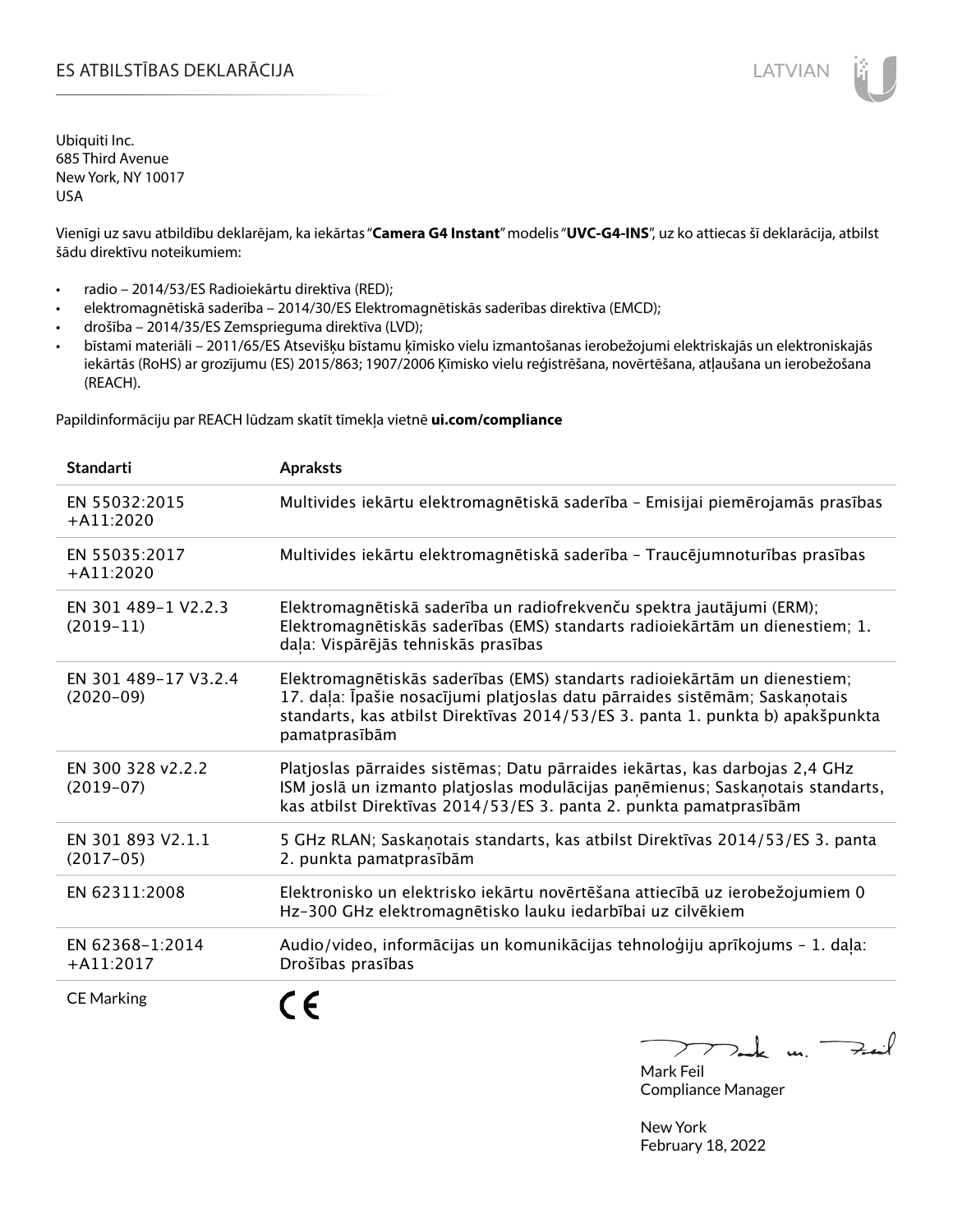# ES ATBILSTĪBAS DEKLARĀCIJA

LATVIAN

Ubiquiti Inc.
685 Third Avenue
New York, NY 10017
USA

Vienīgi uz savu atbildību deklarējam, ka iekārtas "**Camera G4 Instant**" modelis "**UVC-G4-INS**", uz ko attiecas šī deklarācija, atbilst šādu direktīvu noteikumiem:

- radio – 2014/53/ES Radioiekārtu direktīva (RED);
- elektromagnētiskā saderība – 2014/30/ES Elektromagnētiskās saderības direktīva (EMCD);
- drošība – 2014/35/ES Zemsprieguma direktīva (LVD);
- bīstami materiāli – 2011/65/ES Atsevišķu bīstamu ķīmisko vielu izmantošanas ierobežojumi elektriskajās un elektroniskajās iekārtās (RoHS) ar grozījumu (ES) 2015/863; 1907/2006 Ķīmisko vielu reģistrēšana, novērtēšana, atļaušana un ierobežošana (REACH).

Papildinformāciju par REACH lūdzam skatīt tīmekļa vietnē **ui.com/compliance**

| Standarti | Apraksts |
|---|---|
| EN 55032:2015 +A11:2020 | Multivides iekārtu elektromagnētiskā saderība – Emisijai piemērojamās prasības |
| EN 55035:2017 +A11:2020 | Multivides iekārtu elektromagnētiskā saderība – Traucējumnoturības prasības |
| EN 301 489-1 V2.2.3 (2019-11) | Elektromagnētiskā saderība un radiofrekvenču spektra jautājumi (ERM); Elektromagnētiskās saderības (EMS) standarts radioiekārtām un dienestiem; 1. daļa: Vispārējās tehniskās prasības |
| EN 301 489-17 V3.2.4 (2020-09) | Elektromagnētiskās saderības (EMS) standarts radioiekārtām un dienestiem; 17. daļa: Īpašie nosacījumi platjoslas datu pārraides sistēmām; Saskaņotais standarts, kas atbilst Direktīvas 2014/53/ES 3. panta 1. punkta b) apakšpunkta pamatprasībām |
| EN 300 328 v2.2.2 (2019-07) | Platjoslas pārraides sistēmas; Datu pārraides iekārtas, kas darbojas 2,4 GHz ISM joslā un izmanto platjoslas modulācijas paņēmienus; Saskaņotais standarts, kas atbilst Direktīvas 2014/53/ES 3. panta 2. punkta pamatprasībām |
| EN 301 893 V2.1.1 (2017-05) | 5 GHz RLAN; Saskaņotais standarts, kas atbilst Direktīvas 2014/53/ES 3. panta 2. punkta pamatprasībām |
| EN 62311:2008 | Elektronisko un elektrisko iekārtu novērtēšana attiecībā uz ierobežojumiem 0 Hz-300 GHz elektromagnētisko lauku iedarbībai uz cilvēkiem |
| EN 62368-1:2014 +A11:2017 | Audio/video, informācijas un komunikācijas tehnoloģiju aprīkojums – 1. daļa: Drošības prasības |
| CE Marking | CE |

Mark Feil
Compliance Manager

New York
February 18, 2022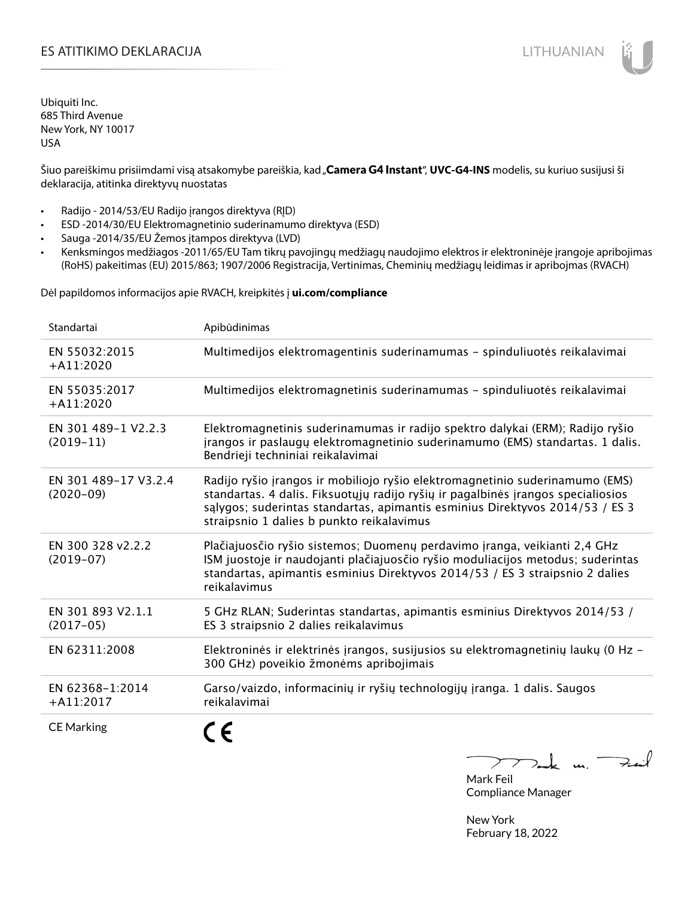# ES ATITIKIMO DEKLARACIJA

Ubiquiti Inc.
685 Third Avenue
New York, NY 10017
USA

Šiuo pareiškimu prisiimdami visą atsakomybe pareiškia, kad „**Camera G4 Instant**", **UVC-G4-INS** modelis, su kuriuo susijusi ši deklaracija, atitinka direktyvų nuostatas

- Radijo - 2014/53/EU Radijo įrangos direktyva (RĮD)
- ESD -2014/30/EU Elektromagnetinio suderinamumo direktyva (ESD)
- Sauga -2014/35/EU Žemos įtampos direktyva (LVD)
- Kenksmingos medžiagos -2011/65/EU Tam tikrų pavojingų medžiagų naudojimo elektros ir elektroninėje įrangoje apribojimas (RoHS) pakeitimas (EU) 2015/863; 1907/2006 Registracija, Vertinimas, Cheminių medžiagų leidimas ir apribojmas (RVACH)

Dėl papildomos informacijos apie RVACH, kreipkitės į **ui.com/compliance**

| Standartai | Apibūdinimas |
|---|---|
| EN 55032:2015 +A11:2020 | Multimedijos elektromagentinis suderinamumas – spinduliuotės reikalavimai |
| EN 55035:2017 +A11:2020 | Multimedijos elektromagnetinis suderinamumas – spinduliuotės reikalavimai |
| EN 301 489-1 V2.2.3 (2019-11) | Elektromagnetinis suderinamumas ir radijo spektro dalykai (ERM); Radijo ryšio įrangos ir paslaugų elektromagnetinio suderinamumo (EMS) standartas. 1 dalis. Bendrieji techniniai reikalavimai |
| EN 301 489-17 V3.2.4 (2020-09) | Radijo ryšio įrangos ir mobiliojo ryšio elektromagnetinio suderinamumo (EMS) standartas. 4 dalis. Fiksuotųjų radijo ryšių ir pagalbinės įrangos specialiosios sąlygos; suderintas standartas, apimantis esminius Direktyvos 2014/53 / ES 3 straipsnio 1 dalies b punkto reikalavimus |
| EN 300 328 v2.2.2 (2019-07) | Plačiajuosčio ryšio sistemos; Duomenų perdavimo įranga, veikianti 2,4 GHz ISM juostoje ir naudojanti plačiajuosčio ryšio moduliacijos metodus; suderintas standartas, apimantis esminius Direktyvos 2014/53 / ES 3 straipsnio 2 dalies reikalavimus |
| EN 301 893 V2.1.1 (2017-05) | 5 GHz RLAN; Suderintas standartas, apimantis esminius Direktyvos 2014/53 / ES 3 straipsnio 2 dalies reikalavimus |
| EN 62311:2008 | Elektroninės ir elektrinės įrangos, susijusios su elektromagnetinių laukų (0 Hz – 300 GHz) poveikio žmonėms apribojimais |
| EN 62368-1:2014 +A11:2017 | Garso/vaizdo, informacinių ir ryšių technologijų įranga. 1 dalis. Saugos reikalavimai |
| CE Marking | CE |

Mark Feil
Compliance Manager

New York
February 18, 2022